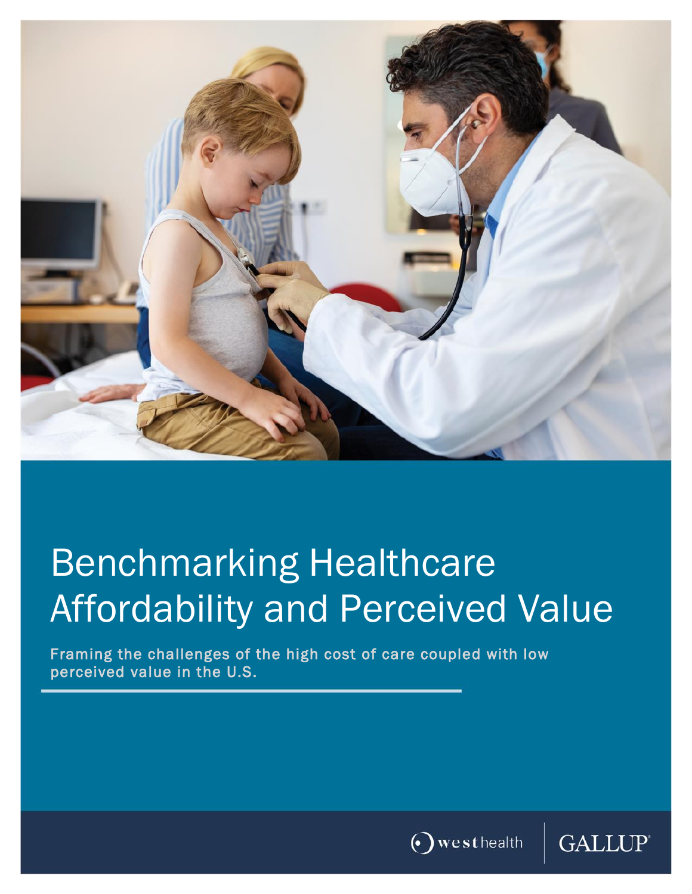# Benchmarking Healthcare Affordability and Perceived Value

**Framing the challenges of the high cost of care coupled with low perceived value in the U.S.**

westhealth | GALLUP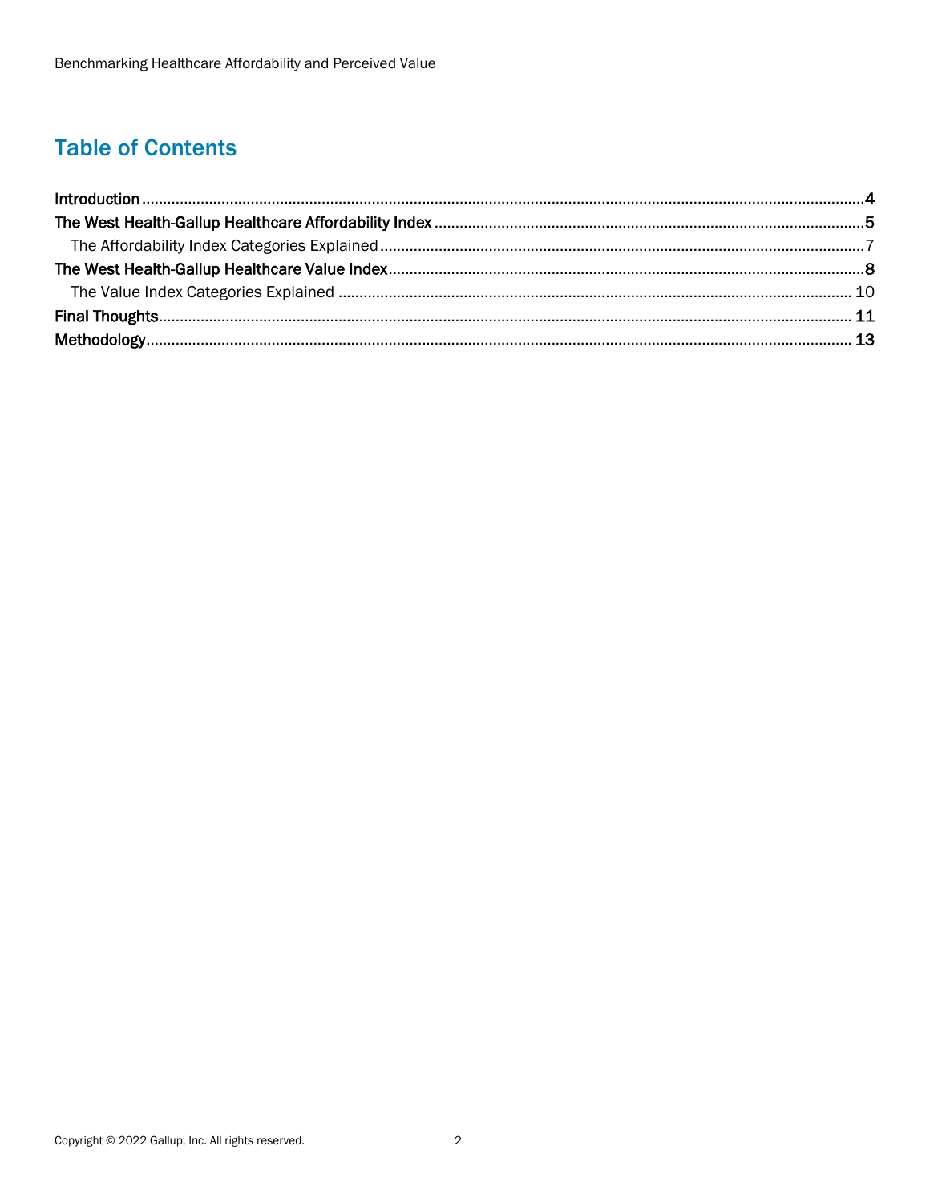## Table of Contents

- Introduction ........ 4
- The West Health-Gallup Healthcare Affordability Index ........ 5
  - The Affordability Index Categories Explained ........ 7
- The West Health-Gallup Healthcare Value Index ........ 8
  - The Value Index Categories Explained ........ 10
- Final Thoughts ........ 11
- Methodology ........ 13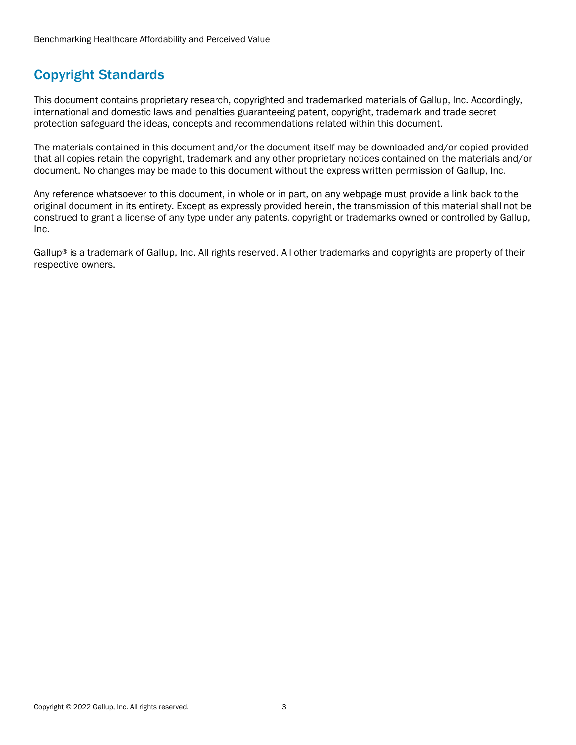## Copyright Standards

This document contains proprietary research, copyrighted and trademarked materials of Gallup, Inc. Accordingly, international and domestic laws and penalties guaranteeing patent, copyright, trademark and trade secret protection safeguard the ideas, concepts and recommendations related within this document.

The materials contained in this document and/or the document itself may be downloaded and/or copied provided that all copies retain the copyright, trademark and any other proprietary notices contained on the materials and/or document. No changes may be made to this document without the express written permission of Gallup, Inc.

Any reference whatsoever to this document, in whole or in part, on any webpage must provide a link back to the original document in its entirety. Except as expressly provided herein, the transmission of this material shall not be construed to grant a license of any type under any patents, copyright or trademarks owned or controlled by Gallup, Inc.

Gallup® is a trademark of Gallup, Inc. All rights reserved. All other trademarks and copyrights are property of their respective owners.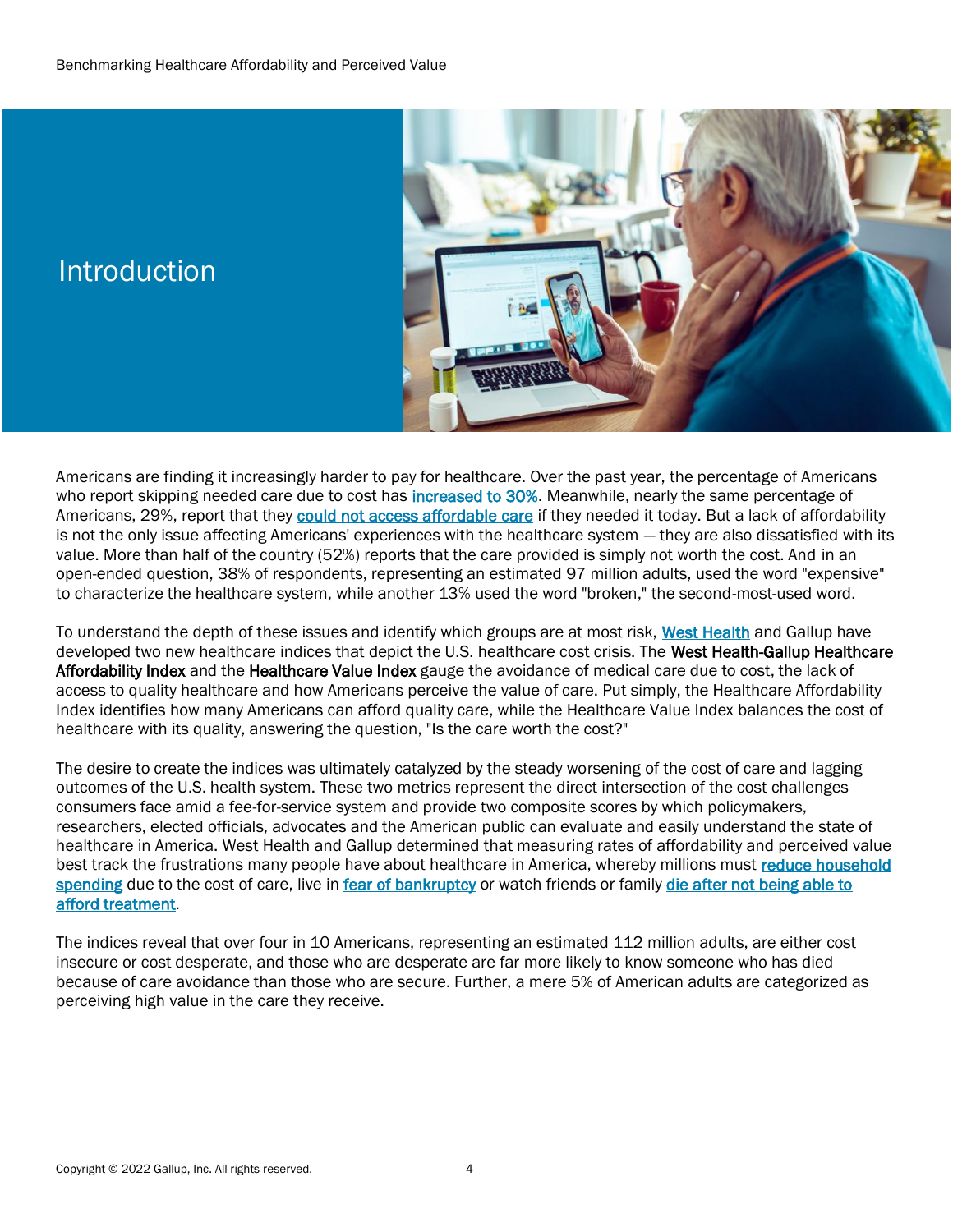# Introduction

Americans are finding it increasingly harder to pay for healthcare. Over the past year, the percentage of Americans who report skipping needed care due to cost has increased to 30%. Meanwhile, nearly the same percentage of Americans, 29%, report that they could not access affordable care if they needed it today. But a lack of affordability is not the only issue affecting Americans' experiences with the healthcare system — they are also dissatisfied with its value. More than half of the country (52%) reports that the care provided is simply not worth the cost. And in an open-ended question, 38% of respondents, representing an estimated 97 million adults, used the word "expensive" to characterize the healthcare system, while another 13% used the word "broken," the second-most-used word.

To understand the depth of these issues and identify which groups are at most risk, West Health and Gallup have developed two new healthcare indices that depict the U.S. healthcare cost crisis. The **West Health-Gallup Healthcare Affordability Index** and the **Healthcare Value Index** gauge the avoidance of medical care due to cost, the lack of access to quality healthcare and how Americans perceive the value of care. Put simply, the Healthcare Affordability Index identifies how many Americans can afford quality care, while the Healthcare Value Index balances the cost of healthcare with its quality, answering the question, "Is the care worth the cost?"

The desire to create the indices was ultimately catalyzed by the steady worsening of the cost of care and lagging outcomes of the U.S. health system. These two metrics represent the direct intersection of the cost challenges consumers face amid a fee-for-service system and provide two composite scores by which policymakers, researchers, elected officials, advocates and the American public can evaluate and easily understand the state of healthcare in America. West Health and Gallup determined that measuring rates of affordability and perceived value best track the frustrations many people have about healthcare in America, whereby millions must reduce household spending due to the cost of care, live in fear of bankruptcy or watch friends or family die after not being able to afford treatment.

The indices reveal that over four in 10 Americans, representing an estimated 112 million adults, are either cost insecure or cost desperate, and those who are desperate are far more likely to know someone who has died because of care avoidance than those who are secure. Further, a mere 5% of American adults are categorized as perceiving high value in the care they receive.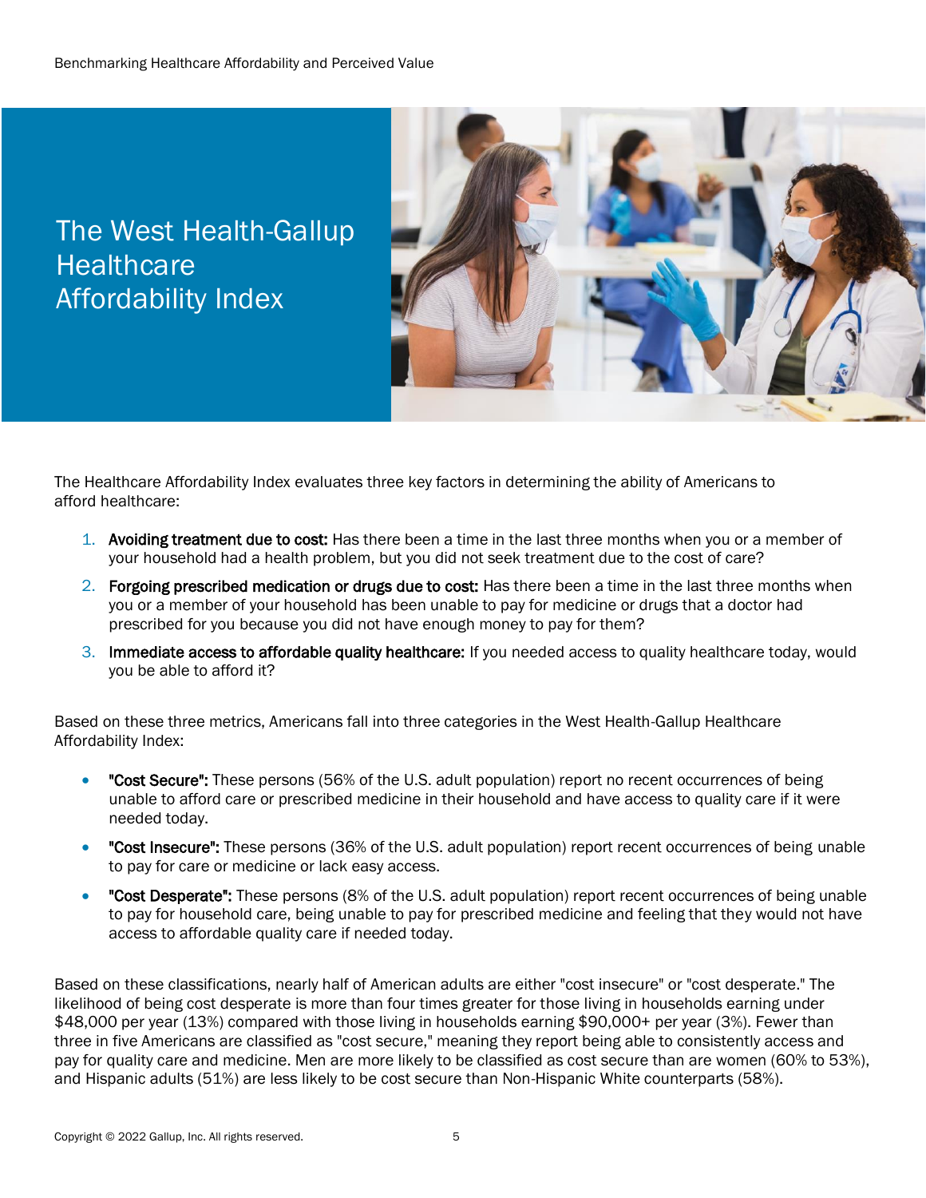# The West Health-Gallup Healthcare Affordability Index

The Healthcare Affordability Index evaluates three key factors in determining the ability of Americans to afford healthcare:

1. **Avoiding treatment due to cost:** Has there been a time in the last three months when you or a member of your household had a health problem, but you did not seek treatment due to the cost of care?
2. **Forgoing prescribed medication or drugs due to cost:** Has there been a time in the last three months when you or a member of your household has been unable to pay for medicine or drugs that a doctor had prescribed for you because you did not have enough money to pay for them?
3. **Immediate access to affordable quality healthcare:** If you needed access to quality healthcare today, would you be able to afford it?

Based on these three metrics, Americans fall into three categories in the West Health-Gallup Healthcare Affordability Index:

- **"Cost Secure":** These persons (56% of the U.S. adult population) report no recent occurrences of being unable to afford care or prescribed medicine in their household and have access to quality care if it were needed today.
- **"Cost Insecure":** These persons (36% of the U.S. adult population) report recent occurrences of being unable to pay for care or medicine or lack easy access.
- **"Cost Desperate":** These persons (8% of the U.S. adult population) report recent occurrences of being unable to pay for household care, being unable to pay for prescribed medicine and feeling that they would not have access to affordable quality care if needed today.

Based on these classifications, nearly half of American adults are either "cost insecure" or "cost desperate." The likelihood of being cost desperate is more than four times greater for those living in households earning under $48,000 per year (13%) compared with those living in households earning $90,000+ per year (3%). Fewer than three in five Americans are classified as "cost secure," meaning they report being able to consistently access and pay for quality care and medicine. Men are more likely to be classified as cost secure than are women (60% to 53%), and Hispanic adults (51%) are less likely to be cost secure than Non-Hispanic White counterparts (58%).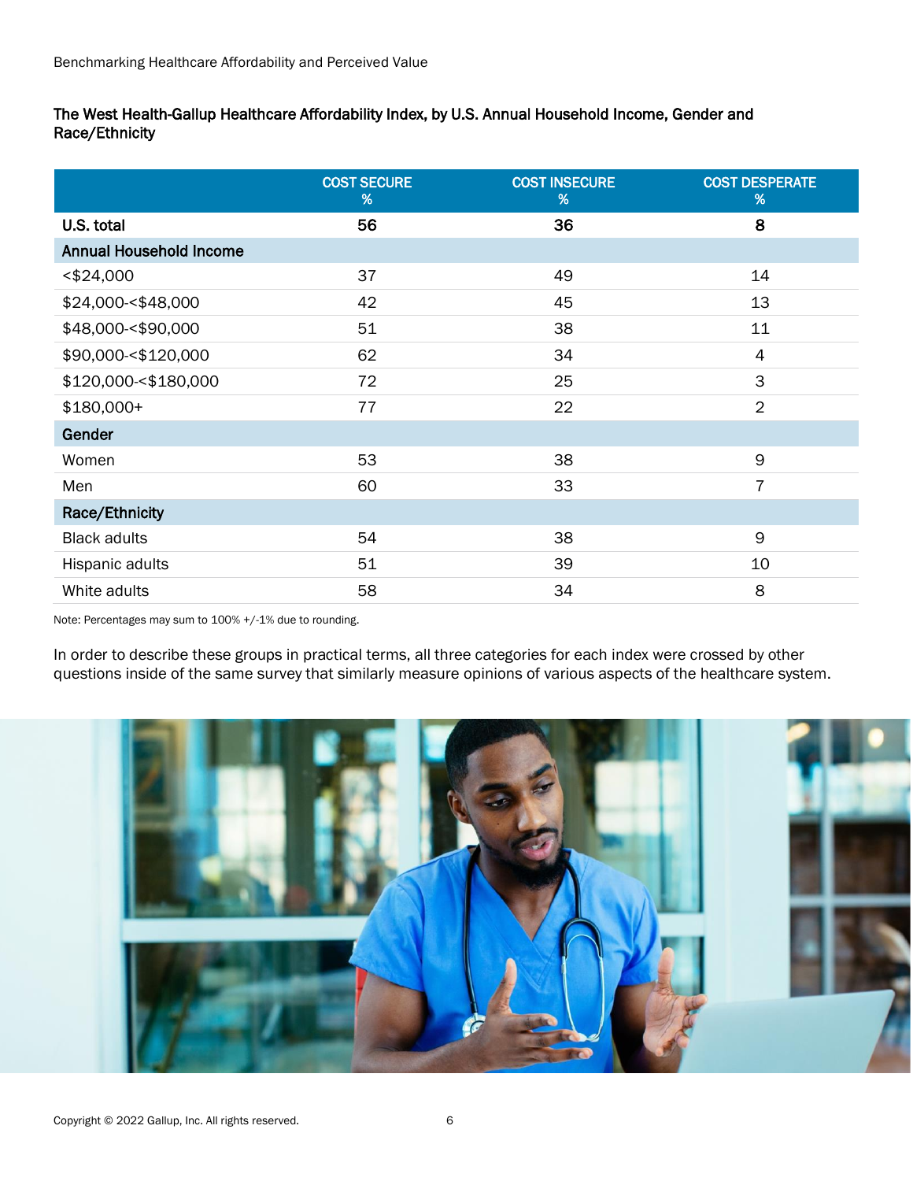**The West Health-Gallup Healthcare Affordability Index, by U.S. Annual Household Income, Gender and Race/Ethnicity**

| | COST SECURE % | COST INSECURE % | COST DESPERATE % |
|---|---|---|---|
| **U.S. total** | **56** | **36** | **8** |
| **Annual Household Income** | | | |
| <$24,000 | 37 | 49 | 14 |
| $24,000-<$48,000 | 42 | 45 | 13 |
| $48,000-<$90,000 | 51 | 38 | 11 |
| $90,000-<$120,000 | 62 | 34 | 4 |
| $120,000-<$180,000 | 72 | 25 | 3 |
| $180,000+ | 77 | 22 | 2 |
| **Gender** | | | |
| Women | 53 | 38 | 9 |
| Men | 60 | 33 | 7 |
| **Race/Ethnicity** | | | |
| Black adults | 54 | 38 | 9 |
| Hispanic adults | 51 | 39 | 10 |
| White adults | 58 | 34 | 8 |

Note: Percentages may sum to 100% +/-1% due to rounding.

In order to describe these groups in practical terms, all three categories for each index were crossed by other questions inside of the same survey that similarly measure opinions of various aspects of the healthcare system.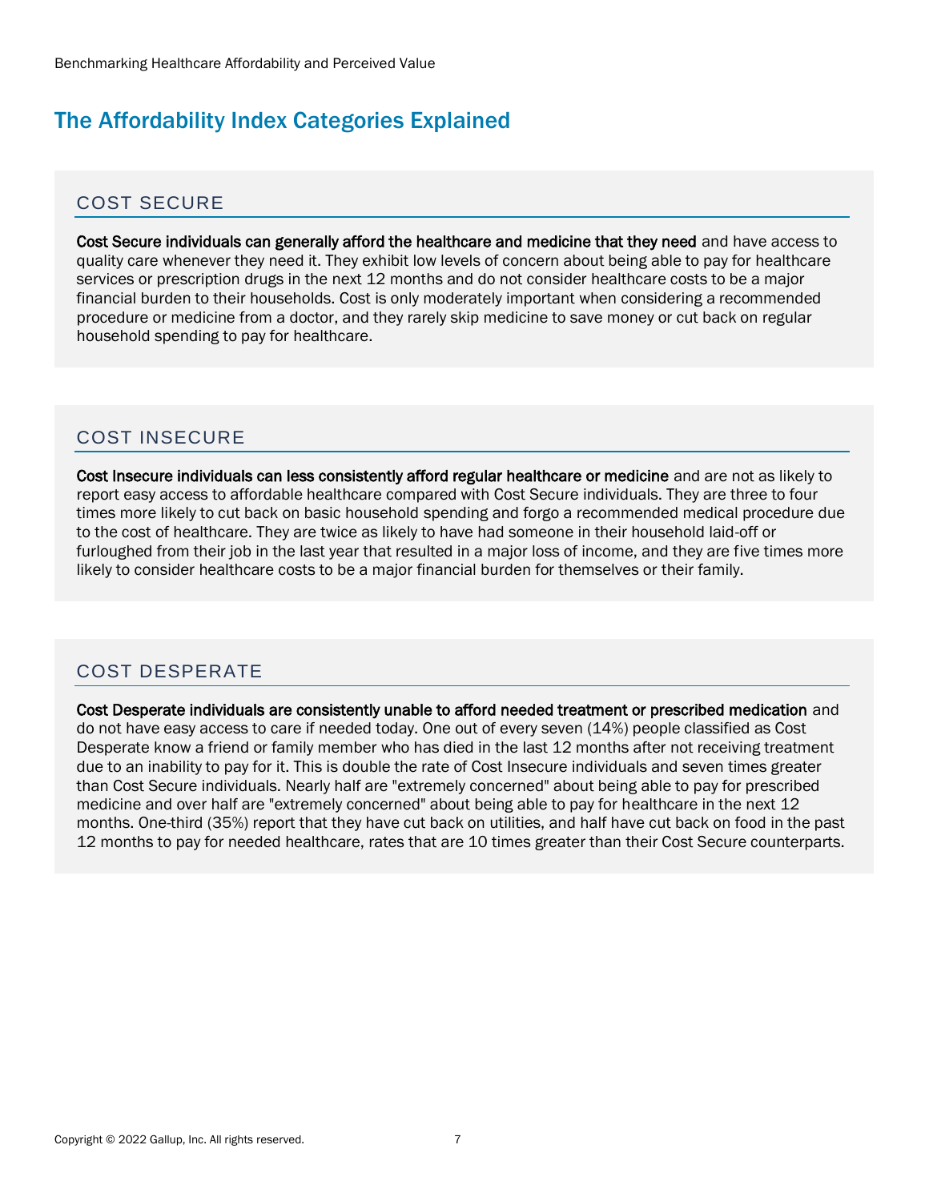# The Affordability Index Categories Explained

## COST SECURE

**Cost Secure individuals can generally afford the healthcare and medicine that they need** and have access to quality care whenever they need it. They exhibit low levels of concern about being able to pay for healthcare services or prescription drugs in the next 12 months and do not consider healthcare costs to be a major financial burden to their households. Cost is only moderately important when considering a recommended procedure or medicine from a doctor, and they rarely skip medicine to save money or cut back on regular household spending to pay for healthcare.

## COST INSECURE

**Cost Insecure individuals can less consistently afford regular healthcare or medicine** and are not as likely to report easy access to affordable healthcare compared with Cost Secure individuals. They are three to four times more likely to cut back on basic household spending and forgo a recommended medical procedure due to the cost of healthcare. They are twice as likely to have had someone in their household laid-off or furloughed from their job in the last year that resulted in a major loss of income, and they are five times more likely to consider healthcare costs to be a major financial burden for themselves or their family.

## COST DESPERATE

**Cost Desperate individuals are consistently unable to afford needed treatment or prescribed medication** and do not have easy access to care if needed today. One out of every seven (14%) people classified as Cost Desperate know a friend or family member who has died in the last 12 months after not receiving treatment due to an inability to pay for it. This is double the rate of Cost Insecure individuals and seven times greater than Cost Secure individuals. Nearly half are "extremely concerned" about being able to pay for prescribed medicine and over half are "extremely concerned" about being able to pay for healthcare in the next 12 months. One-third (35%) report that they have cut back on utilities, and half have cut back on food in the past 12 months to pay for needed healthcare, rates that are 10 times greater than their Cost Secure counterparts.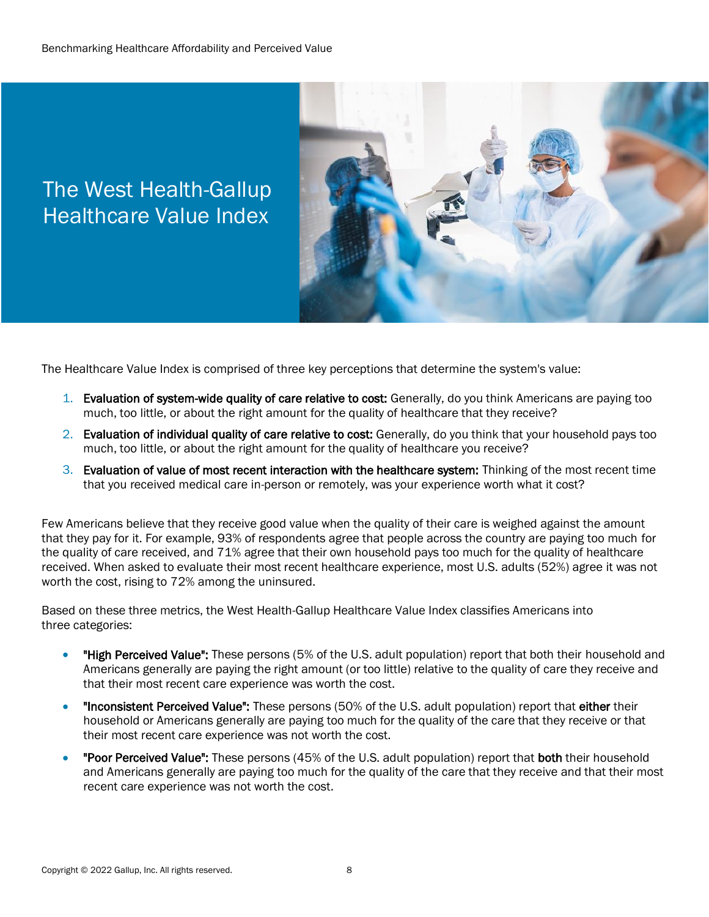# The West Health-Gallup Healthcare Value Index

The Healthcare Value Index is comprised of three key perceptions that determine the system's value:

1. **Evaluation of system-wide quality of care relative to cost:** Generally, do you think Americans are paying too much, too little, or about the right amount for the quality of healthcare that they receive?
2. **Evaluation of individual quality of care relative to cost:** Generally, do you think that your household pays too much, too little, or about the right amount for the quality of healthcare you receive?
3. **Evaluation of value of most recent interaction with the healthcare system:** Thinking of the most recent time that you received medical care in-person or remotely, was your experience worth what it cost?

Few Americans believe that they receive good value when the quality of their care is weighed against the amount that they pay for it. For example, 93% of respondents agree that people across the country are paying too much for the quality of care received, and 71% agree that their own household pays too much for the quality of healthcare received. When asked to evaluate their most recent healthcare experience, most U.S. adults (52%) agree it was not worth the cost, rising to 72% among the uninsured.

Based on these three metrics, the West Health-Gallup Healthcare Value Index classifies Americans into three categories:

- **"High Perceived Value":** These persons (5% of the U.S. adult population) report that both their household and Americans generally are paying the right amount (or too little) relative to the quality of care they receive and that their most recent care experience was worth the cost.
- **"Inconsistent Perceived Value":** These persons (50% of the U.S. adult population) report that **either** their household or Americans generally are paying too much for the quality of the care that they receive or that their most recent care experience was not worth the cost.
- **"Poor Perceived Value":** These persons (45% of the U.S. adult population) report that **both** their household and Americans generally are paying too much for the quality of the care that they receive and that their most recent care experience was not worth the cost.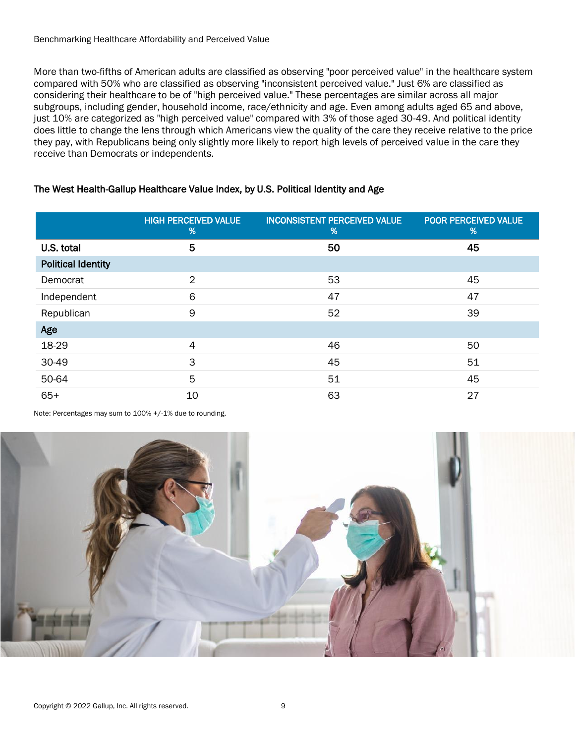More than two-fifths of American adults are classified as observing "poor perceived value" in the healthcare system compared with 50% who are classified as observing "inconsistent perceived value." Just 6% are classified as considering their healthcare to be of "high perceived value." These percentages are similar across all major subgroups, including gender, household income, race/ethnicity and age. Even among adults aged 65 and above, just 10% are categorized as "high perceived value" compared with 3% of those aged 30-49. And political identity does little to change the lens through which Americans view the quality of the care they receive relative to the price they pay, with Republicans being only slightly more likely to report high levels of perceived value in the care they receive than Democrats or independents.

**The West Health-Gallup Healthcare Value Index, by U.S. Political Identity and Age**

| | HIGH PERCEIVED VALUE % | INCONSISTENT PERCEIVED VALUE % | POOR PERCEIVED VALUE % |
|---|---|---|---|
| **U.S. total** | 5 | 50 | 45 |
| **Political Identity** | | | |
| Democrat | 2 | 53 | 45 |
| Independent | 6 | 47 | 47 |
| Republican | 9 | 52 | 39 |
| **Age** | | | |
| 18-29 | 4 | 46 | 50 |
| 30-49 | 3 | 45 | 51 |
| 50-64 | 5 | 51 | 45 |
| 65+ | 10 | 63 | 27 |

Note: Percentages may sum to 100% +/-1% due to rounding.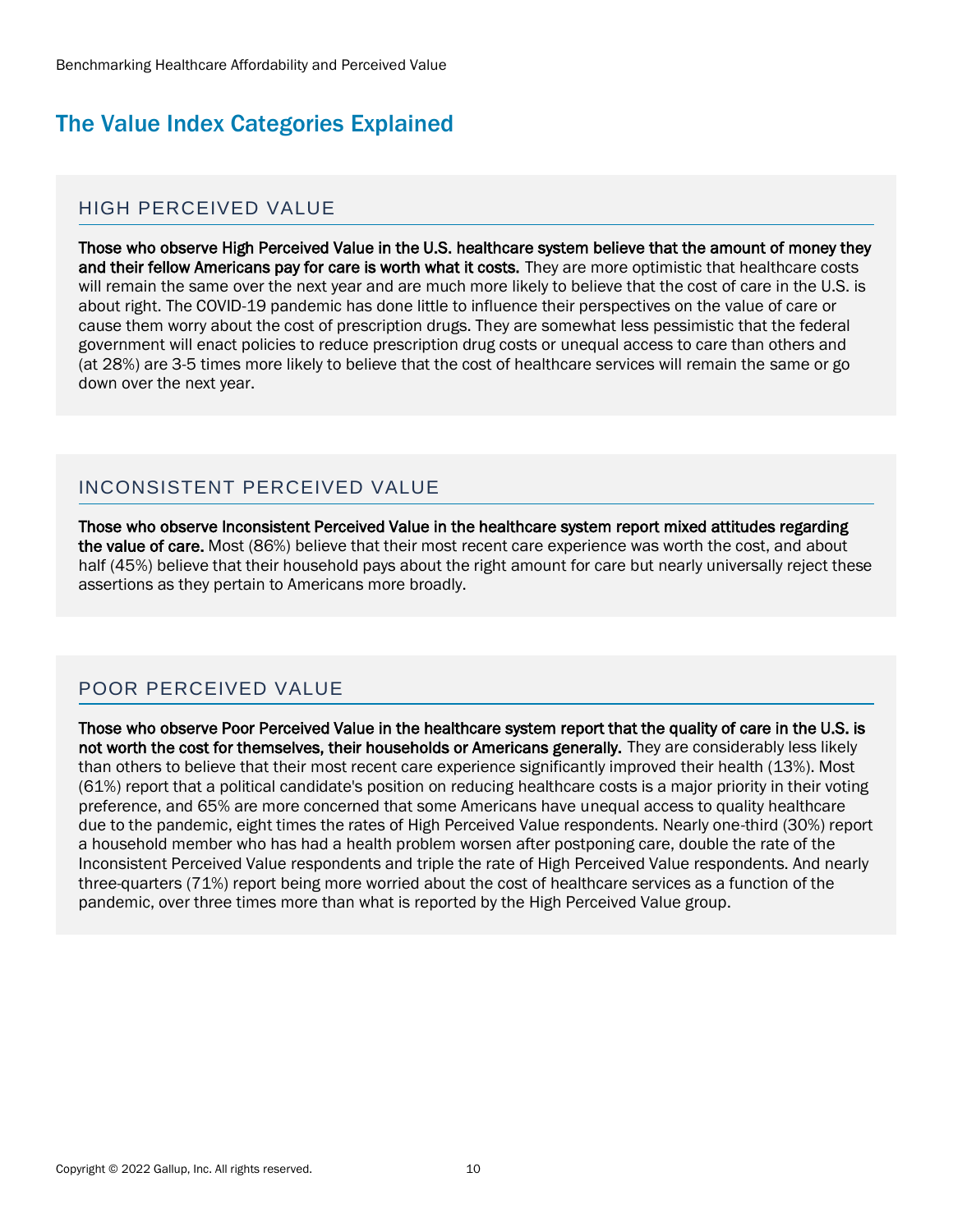## The Value Index Categories Explained

### HIGH PERCEIVED VALUE

**Those who observe High Perceived Value in the U.S. healthcare system believe that the amount of money they and their fellow Americans pay for care is worth what it costs.** They are more optimistic that healthcare costs will remain the same over the next year and are much more likely to believe that the cost of care in the U.S. is about right. The COVID-19 pandemic has done little to influence their perspectives on the value of care or cause them worry about the cost of prescription drugs. They are somewhat less pessimistic that the federal government will enact policies to reduce prescription drug costs or unequal access to care than others and (at 28%) are 3-5 times more likely to believe that the cost of healthcare services will remain the same or go down over the next year.

### INCONSISTENT PERCEIVED VALUE

**Those who observe Inconsistent Perceived Value in the healthcare system report mixed attitudes regarding the value of care.** Most (86%) believe that their most recent care experience was worth the cost, and about half (45%) believe that their household pays about the right amount for care but nearly universally reject these assertions as they pertain to Americans more broadly.

### POOR PERCEIVED VALUE

**Those who observe Poor Perceived Value in the healthcare system report that the quality of care in the U.S. is not worth the cost for themselves, their households or Americans generally.** They are considerably less likely than others to believe that their most recent care experience significantly improved their health (13%). Most (61%) report that a political candidate's position on reducing healthcare costs is a major priority in their voting preference, and 65% are more concerned that some Americans have unequal access to quality healthcare due to the pandemic, eight times the rates of High Perceived Value respondents. Nearly one-third (30%) report a household member who has had a health problem worsen after postponing care, double the rate of the Inconsistent Perceived Value respondents and triple the rate of High Perceived Value respondents. And nearly three-quarters (71%) report being more worried about the cost of healthcare services as a function of the pandemic, over three times more than what is reported by the High Perceived Value group.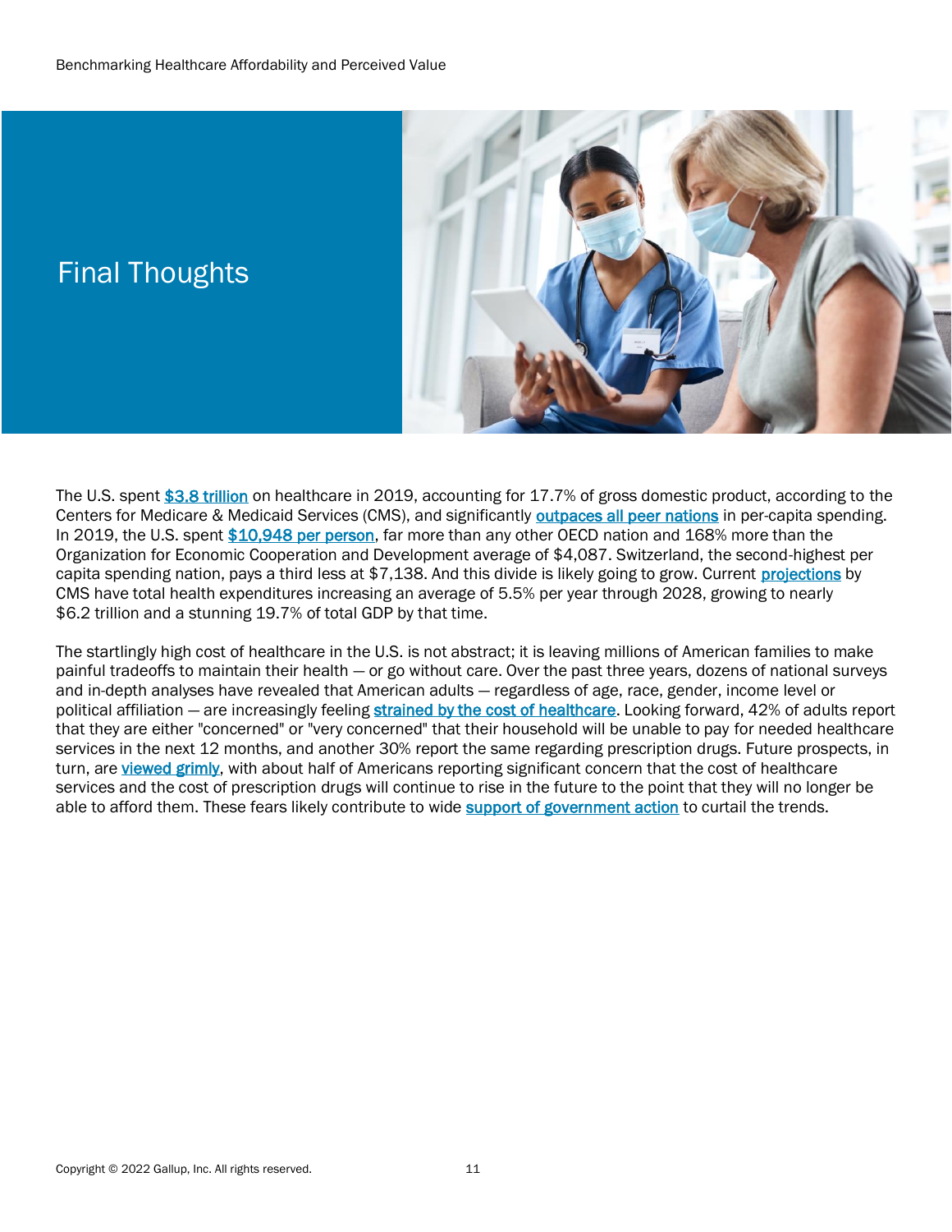# Final Thoughts

The U.S. spent $3.8 trillion on healthcare in 2019, accounting for 17.7% of gross domestic product, according to the Centers for Medicare & Medicaid Services (CMS), and significantly outpaces all peer nations in per-capita spending. In 2019, the U.S. spent $10,948 per person, far more than any other OECD nation and 168% more than the Organization for Economic Cooperation and Development average of $4,087. Switzerland, the second-highest per capita spending nation, pays a third less at $7,138. And this divide is likely going to grow. Current projections by CMS have total health expenditures increasing an average of 5.5% per year through 2028, growing to nearly $6.2 trillion and a stunning 19.7% of total GDP by that time.

The startlingly high cost of healthcare in the U.S. is not abstract; it is leaving millions of American families to make painful tradeoffs to maintain their health — or go without care. Over the past three years, dozens of national surveys and in-depth analyses have revealed that American adults — regardless of age, race, gender, income level or political affiliation — are increasingly feeling strained by the cost of healthcare. Looking forward, 42% of adults report that they are either "concerned" or "very concerned" that their household will be unable to pay for needed healthcare services in the next 12 months, and another 30% report the same regarding prescription drugs. Future prospects, in turn, are viewed grimly, with about half of Americans reporting significant concern that the cost of healthcare services and the cost of prescription drugs will continue to rise in the future to the point that they will no longer be able to afford them. These fears likely contribute to wide support of government action to curtail the trends.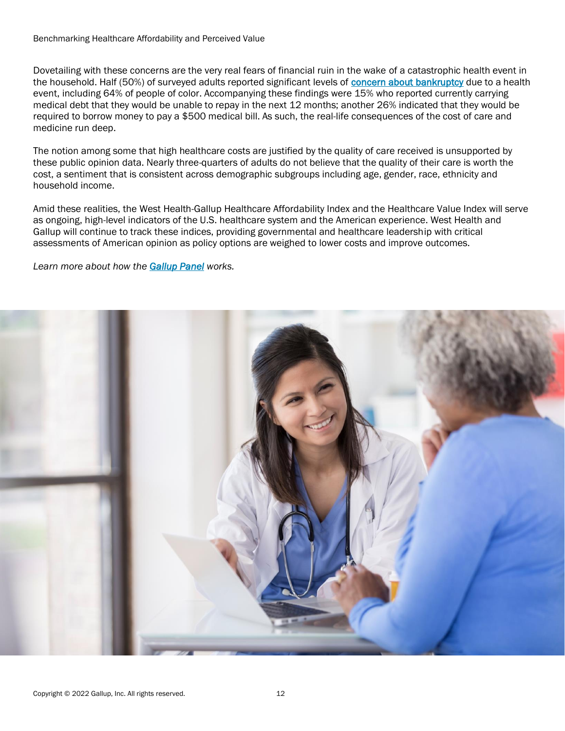Dovetailing with these concerns are the very real fears of financial ruin in the wake of a catastrophic health event in the household. Half (50%) of surveyed adults reported significant levels of [concern about bankruptcy](#) due to a health event, including 64% of people of color. Accompanying these findings were 15% who reported currently carrying medical debt that they would be unable to repay in the next 12 months; another 26% indicated that they would be required to borrow money to pay a $500 medical bill. As such, the real-life consequences of the cost of care and medicine run deep.

The notion among some that high healthcare costs are justified by the quality of care received is unsupported by these public opinion data. Nearly three-quarters of adults do not believe that the quality of their care is worth the cost, a sentiment that is consistent across demographic subgroups including age, gender, race, ethnicity and household income.

Amid these realities, the West Health-Gallup Healthcare Affordability Index and the Healthcare Value Index will serve as ongoing, high-level indicators of the U.S. healthcare system and the American experience. West Health and Gallup will continue to track these indices, providing governmental and healthcare leadership with critical assessments of American opinion as policy options are weighed to lower costs and improve outcomes.

*Learn more about how the [Gallup Panel](#) works.*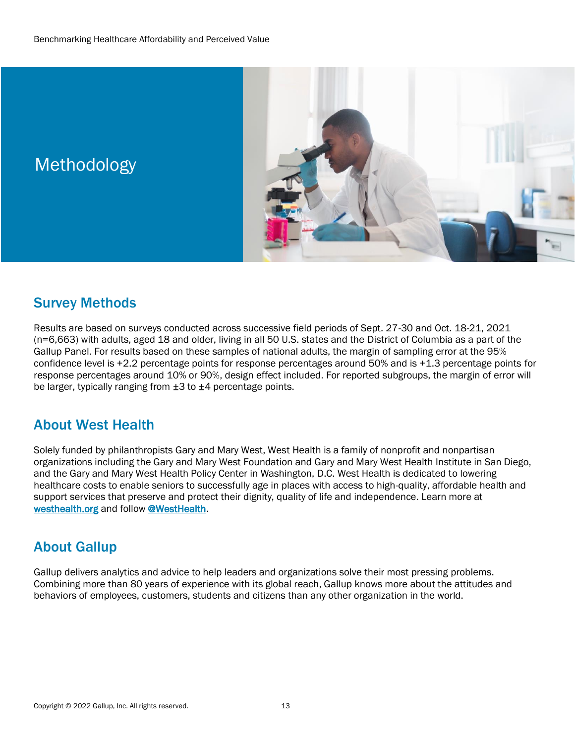# Methodology

## Survey Methods

Results are based on surveys conducted across successive field periods of Sept. 27-30 and Oct. 18-21, 2021 (n=6,663) with adults, aged 18 and older, living in all 50 U.S. states and the District of Columbia as a part of the Gallup Panel. For results based on these samples of national adults, the margin of sampling error at the 95% confidence level is +2.2 percentage points for response percentages around 50% and is +1.3 percentage points for response percentages around 10% or 90%, design effect included. For reported subgroups, the margin of error will be larger, typically ranging from ±3 to ±4 percentage points.

## About West Health

Solely funded by philanthropists Gary and Mary West, West Health is a family of nonprofit and nonpartisan organizations including the Gary and Mary West Foundation and Gary and Mary West Health Institute in San Diego, and the Gary and Mary West Health Policy Center in Washington, D.C. West Health is dedicated to lowering healthcare costs to enable seniors to successfully age in places with access to high-quality, affordable health and support services that preserve and protect their dignity, quality of life and independence. Learn more at westhealth.org and follow @WestHealth.

## About Gallup

Gallup delivers analytics and advice to help leaders and organizations solve their most pressing problems. Combining more than 80 years of experience with its global reach, Gallup knows more about the attitudes and behaviors of employees, customers, students and citizens than any other organization in the world.

Copyright © 2022 Gallup, Inc. All rights reserved.